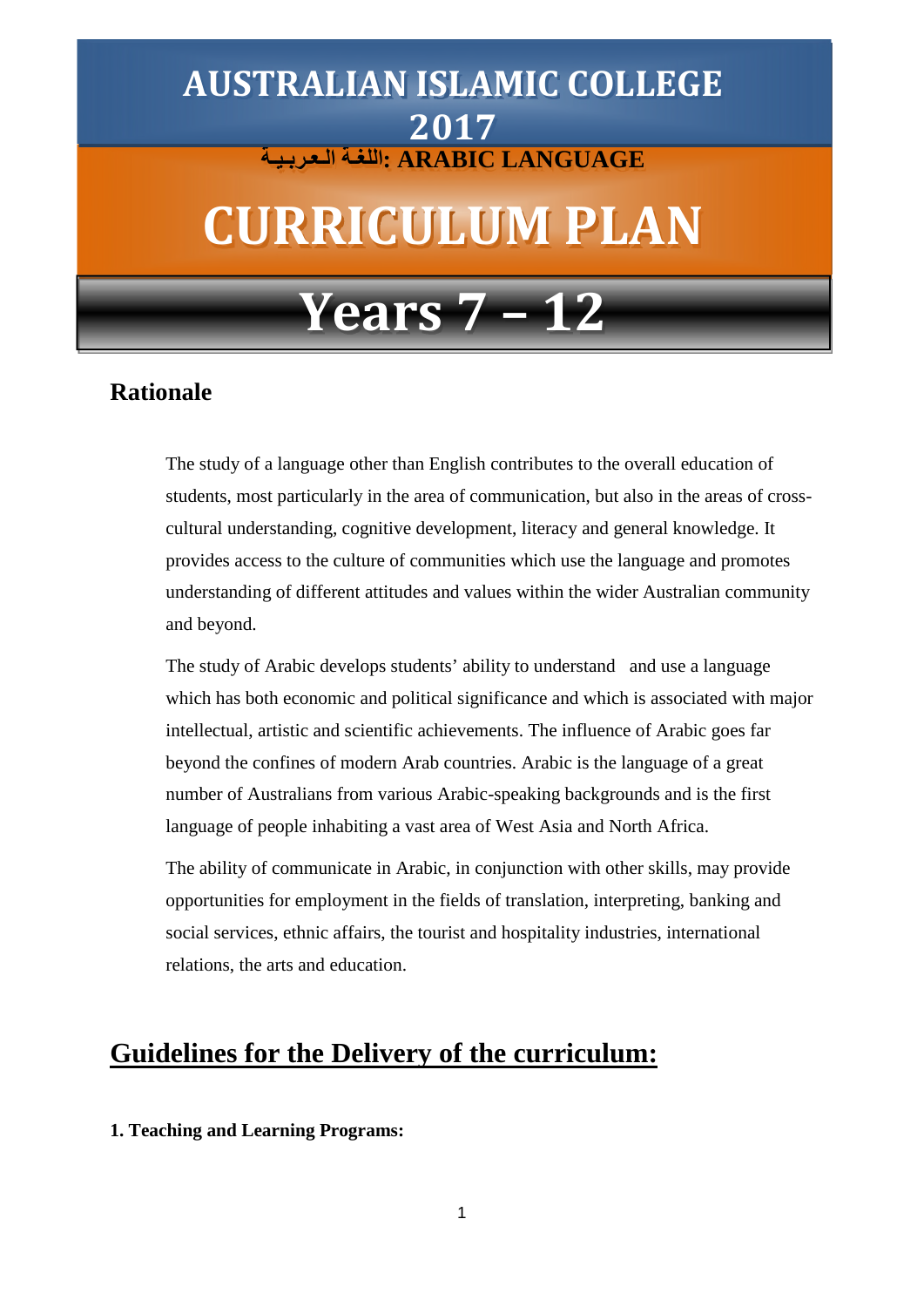# AUSTRALIAN ISLAMIC COLLEGE 2017

**اللغـة العـربيـة: ARABIC LANGUAGE**

# CURRICULUM PLAN

# Years 7 – 12

## Rationale

The study of a language other than English contributes to the overall education of students, most particularly in the area of communication, but also in the areas of cross-cultural understanding, cognitive development, literacy and general knowledge. It provides access to the culture of communities which use the language and promotes understanding of different attitudes and values within the wider Australian community and beyond.

The study of Arabic develops students' ability to understand and use a language which has both economic and political significance and which is associated with major intellectual, artistic and scientific achievements. The influence of Arabic goes far beyond the confines of modern Arab countries. Arabic is the language of a great number of Australians from various Arabic-speaking backgrounds and is the first language of people inhabiting a vast area of West Asia and North Africa.

The ability of communicate in Arabic, in conjunction with other skills, may provide opportunities for employment in the fields of translation, interpreting, banking and social services, ethnic affairs, the tourist and hospitality industries, international relations, the arts and education.

## Guidelines for the Delivery of the curriculum:

**1. Teaching and Learning Programs:**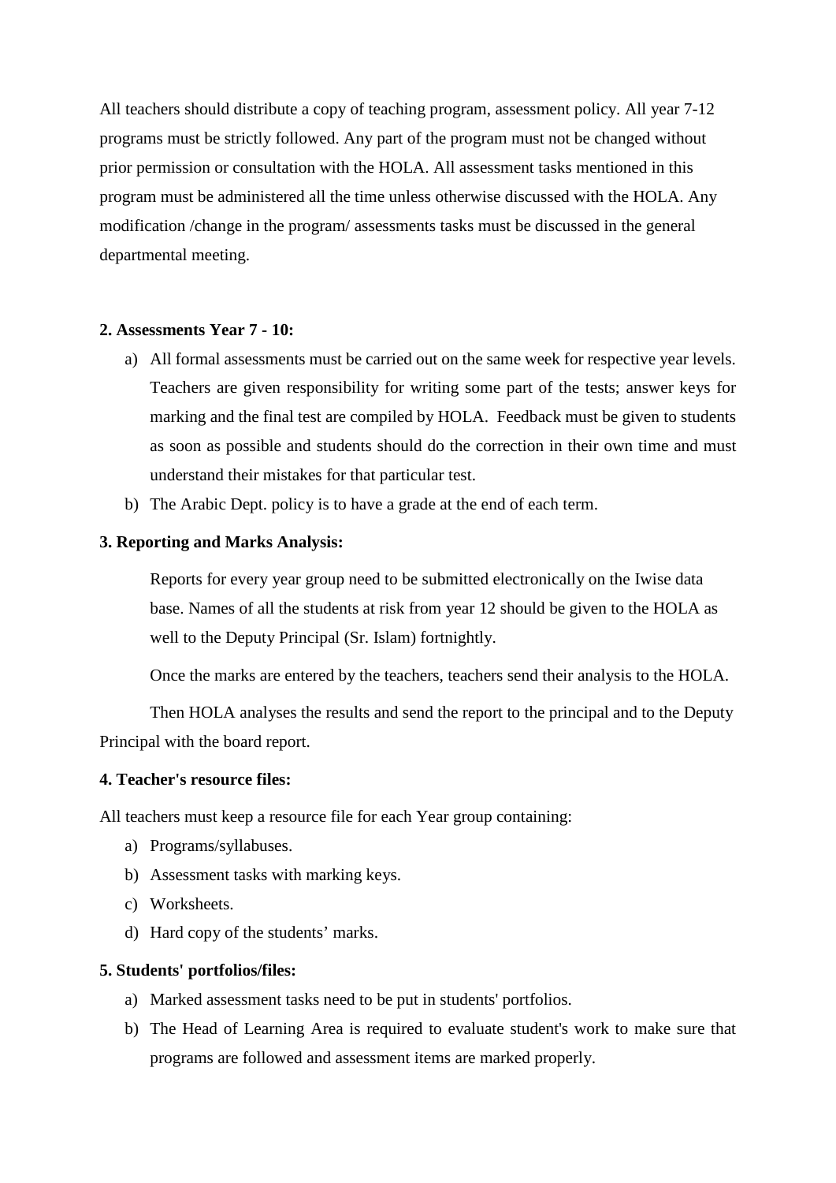All teachers should distribute a copy of teaching program, assessment policy. All year 7-12 programs must be strictly followed. Any part of the program must not be changed without prior permission or consultation with the HOLA. All assessment tasks mentioned in this program must be administered all the time unless otherwise discussed with the HOLA. Any modification /change in the program/ assessments tasks must be discussed in the general departmental meeting.

**2. Assessments Year 7 - 10:**

a) All formal assessments must be carried out on the same week for respective year levels. Teachers are given responsibility for writing some part of the tests; answer keys for marking and the final test are compiled by HOLA. Feedback must be given to students as soon as possible and students should do the correction in their own time and must understand their mistakes for that particular test.
b) The Arabic Dept. policy is to have a grade at the end of each term.

**3. Reporting and Marks Analysis:**

Reports for every year group need to be submitted electronically on the Iwise data base. Names of all the students at risk from year 12 should be given to the HOLA as well to the Deputy Principal (Sr. Islam) fortnightly.

Once the marks are entered by the teachers, teachers send their analysis to the HOLA.

Then HOLA analyses the results and send the report to the principal and to the Deputy Principal with the board report.

**4. Teacher's resource files:**

All teachers must keep a resource file for each Year group containing:

a) Programs/syllabuses.
b) Assessment tasks with marking keys.
c) Worksheets.
d) Hard copy of the students' marks.

**5. Students' portfolios/files:**

a) Marked assessment tasks need to be put in students' portfolios.
b) The Head of Learning Area is required to evaluate student's work to make sure that programs are followed and assessment items are marked properly.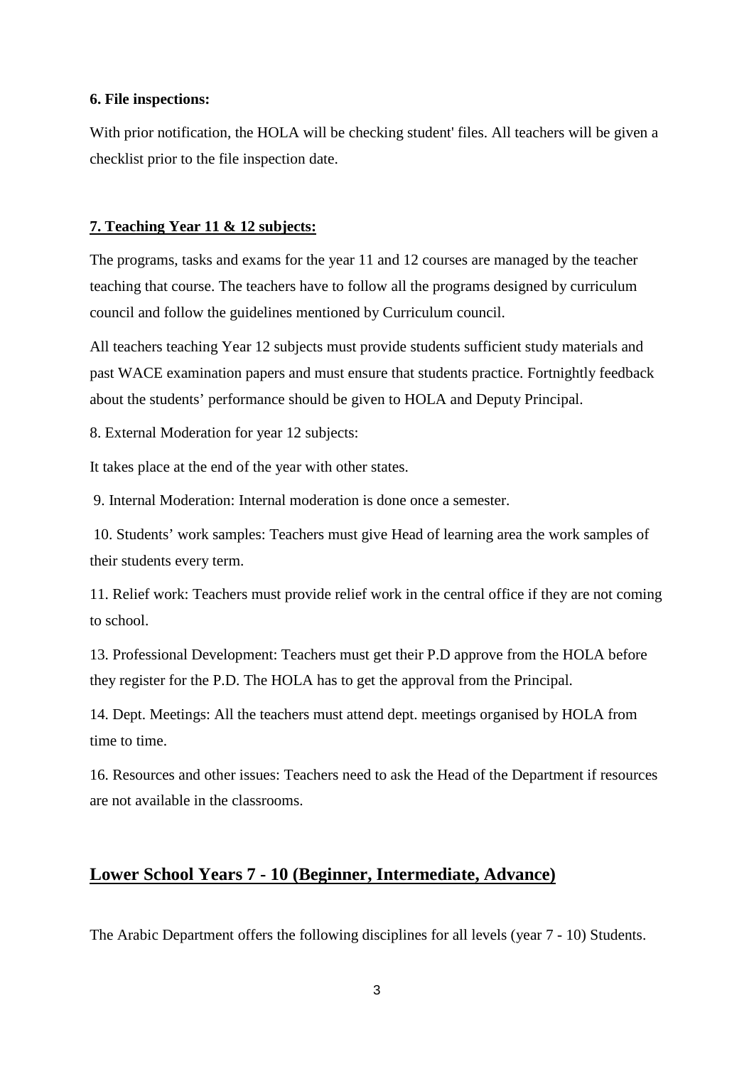**6. File inspections:**

With prior notification, the HOLA will be checking student' files. All teachers will be given a checklist prior to the file inspection date.

**7. Teaching Year 11 & 12 subjects:**

The programs, tasks and exams for the year 11 and 12 courses are managed by the teacher teaching that course. The teachers have to follow all the programs designed by curriculum council and follow the guidelines mentioned by Curriculum council.

All teachers teaching Year 12 subjects must provide students sufficient study materials and past WACE examination papers and must ensure that students practice. Fortnightly feedback about the students' performance should be given to HOLA and Deputy Principal.

8. External Moderation for year 12 subjects:

It takes place at the end of the year with other states.

9. Internal Moderation: Internal moderation is done once a semester.

10. Students' work samples: Teachers must give Head of learning area the work samples of their students every term.

11. Relief work: Teachers must provide relief work in the central office if they are not coming to school.

13. Professional Development: Teachers must get their P.D approve from the HOLA before they register for the P.D. The HOLA has to get the approval from the Principal.

14. Dept. Meetings: All the teachers must attend dept. meetings organised by HOLA from time to time.

16. Resources and other issues: Teachers need to ask the Head of the Department if resources are not available in the classrooms.

## Lower School Years 7 - 10 (Beginner, Intermediate, Advance)

The Arabic Department offers the following disciplines for all levels (year 7 - 10) Students.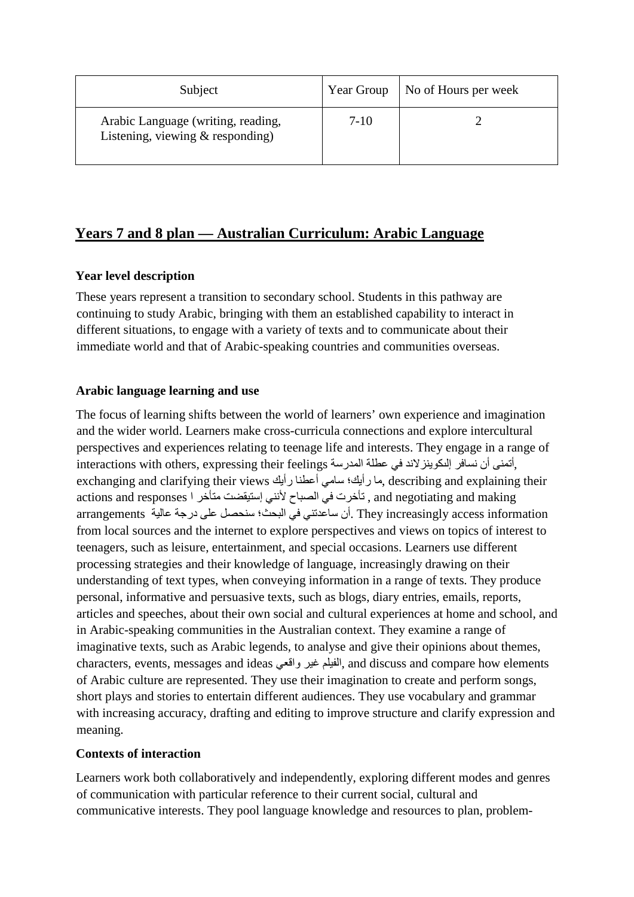| Subject | Year Group | No of Hours per week |
| --- | --- | --- |
| Arabic Language (writing, reading, Listening, viewing & responding) | 7-10 | 2 |

## Years 7 and 8 plan — Australian Curriculum: Arabic Language

**Year level description**

These years represent a transition to secondary school. Students in this pathway are continuing to study Arabic, bringing with them an established capability to interact in different situations, to engage with a variety of texts and to communicate about their immediate world and that of Arabic-speaking countries and communities overseas.

**Arabic language learning and use**

The focus of learning shifts between the world of learners' own experience and imagination and the wider world. Learners make cross-curricula connections and explore intercultural perspectives and experiences relating to teenage life and interests. They engage in a range of interactions with others, expressing their feelings أتمنى أن نسافر إلكوينزلاند في عطلة المدرسة, exchanging and clarifying their views ما رأيك؛ سامي أعطنا رأيك, describing and explaining their actions and responses تأخرت في الصباح لأنني إستيقضت متأخر ا , and negotiating and making arrangements أن ساعدتني في البحث؛ سنحصل على درجة عالية. They increasingly access information from local sources and the internet to explore perspectives and views on topics of interest to teenagers, such as leisure, entertainment, and special occasions. Learners use different processing strategies and their knowledge of language, increasingly drawing on their understanding of text types, when conveying information in a range of texts. They produce personal, informative and persuasive texts, such as blogs, diary entries, emails, reports, articles and speeches, about their own social and cultural experiences at home and school, and in Arabic-speaking communities in the Australian context. They examine a range of imaginative texts, such as Arabic legends, to analyse and give their opinions about themes, characters, events, messages and ideas الفيلم غير واقعي, and discuss and compare how elements of Arabic culture are represented. They use their imagination to create and perform songs, short plays and stories to entertain different audiences. They use vocabulary and grammar with increasing accuracy, drafting and editing to improve structure and clarify expression and meaning.

**Contexts of interaction**

Learners work both collaboratively and independently, exploring different modes and genres of communication with particular reference to their current social, cultural and communicative interests. They pool language knowledge and resources to plan, problem-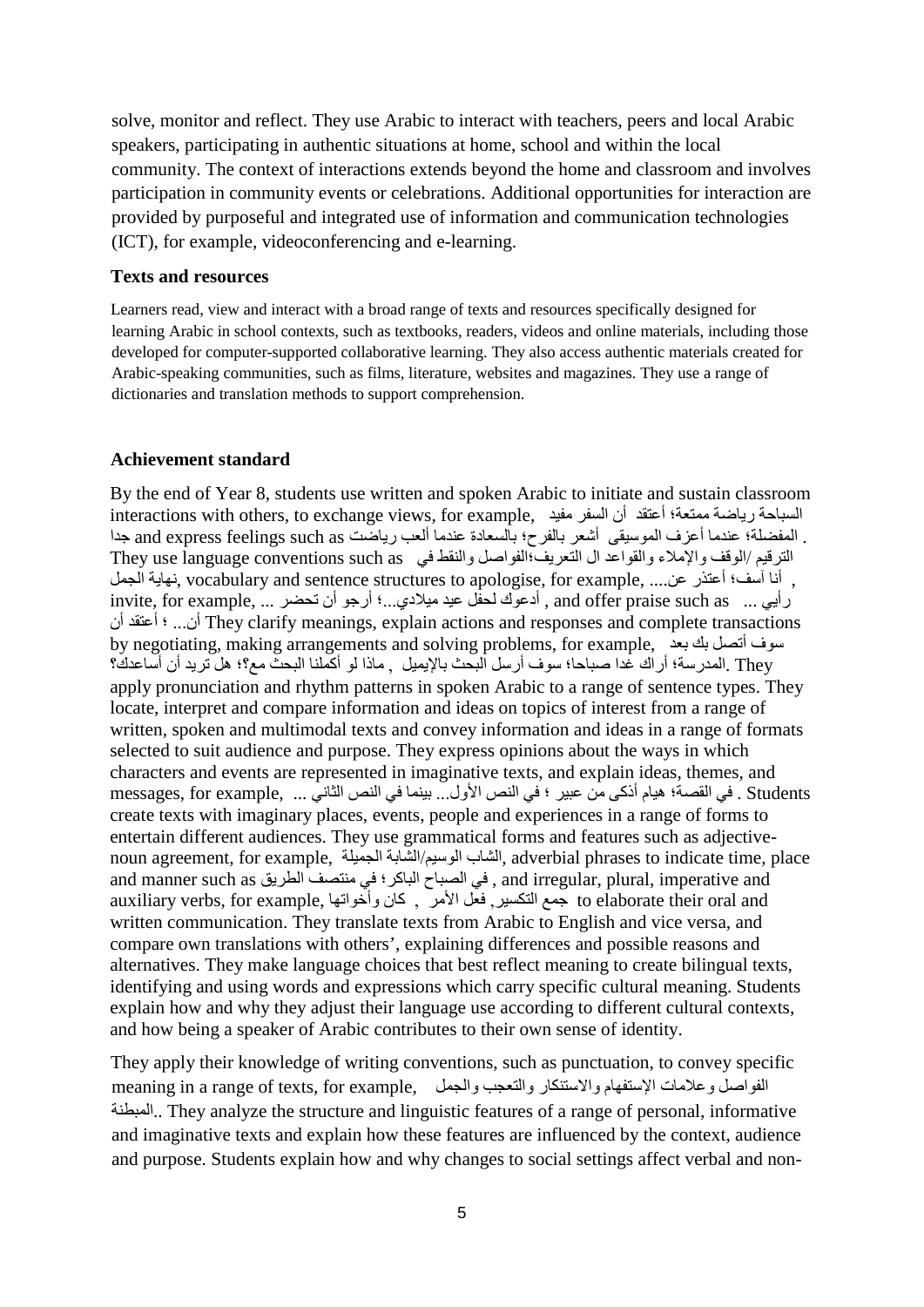solve, monitor and reflect. They use Arabic to interact with teachers, peers and local Arabic speakers, participating in authentic situations at home, school and within the local community. The context of interactions extends beyond the home and classroom and involves participation in community events or celebrations. Additional opportunities for interaction are provided by purposeful and integrated use of information and communication technologies (ICT), for example, videoconferencing and e-learning.

**Texts and resources**

Learners read, view and interact with a broad range of texts and resources specifically designed for learning Arabic in school contexts, such as textbooks, readers, videos and online materials, including those developed for computer-supported collaborative learning. They also access authentic materials created for Arabic-speaking communities, such as films, literature, websites and magazines. They use a range of dictionaries and translation methods to support comprehension.

**Achievement standard**

By the end of Year 8, students use written and spoken Arabic to initiate and sustain classroom interactions with others, to exchange views, for example, السباحة رياضة ممتعة؛ أعتقد أن السفر مفيد جدا and express feelings such as المفضلة؛ عندما أعزف الموسيقى أشعر بالفرح؛ بالسعادة عندما ألعب رياضت . They use language conventions such as الترقيم /الوقف والإملاء والقواعد ال التعريف؛الفواصل والنقط في نهاية الجمل, vocabulary and sentence structures to apologise, for example, أنا آسف؛ أعتذر عن.... , invite, for example, أدعوك لحفل عيد ميلادي...؛ أرجو أن تحضر ... , and offer praise such as رأيي ... أن... ؛ أعتقد أن They clarify meanings, explain actions and responses and complete transactions by negotiating, making arrangements and solving problems, for example, سوف أتصل بك بعد المدرسة؛ أراك غدا صباحا؛ سوف أرسل البحث بالإيميل , ماذا لو أكملنا البحث مع؟؛ هل تريد أن أساعدك؟. They apply pronunciation and rhythm patterns in spoken Arabic to a range of sentence types. They locate, interpret and compare information and ideas on topics of interest from a range of written, spoken and multimodal texts and convey information and ideas in a range of formats selected to suit audience and purpose. They express opinions about the ways in which characters and events are represented in imaginative texts, and explain ideas, themes, and messages, for example, في القصة؛ هيام أذكى من عبير ؛ في النص الأول... بينما في النص الثاني ... . Students create texts with imaginary places, events, people and experiences in a range of forms to entertain different audiences. They use grammatical forms and features such as adjective-noun agreement, for example, الشاب الوسيم/الشابة الجميلة, adverbial phrases to indicate time, place and manner such as في الصباح الباكر؛ في منتصف الطريق , and irregular, plural, imperative and auxiliary verbs, for example, جمع التكسير, فعل الأمر , كان وأخواتها to elaborate their oral and written communication. They translate texts from Arabic to English and vice versa, and compare own translations with others', explaining differences and possible reasons and alternatives. They make language choices that best reflect meaning to create bilingual texts, identifying and using words and expressions which carry specific cultural meaning. Students explain how and why they adjust their language use according to different cultural contexts, and how being a speaker of Arabic contributes to their own sense of identity.

They apply their knowledge of writing conventions, such as punctuation, to convey specific meaning in a range of texts, for example, الفواصل وعلامات الإستفهام والاستنكار والتعجب والجمل المبطنة.. They analyze the structure and linguistic features of a range of personal, informative and imaginative texts and explain how these features are influenced by the context, audience and purpose. Students explain how and why changes to social settings affect verbal and non-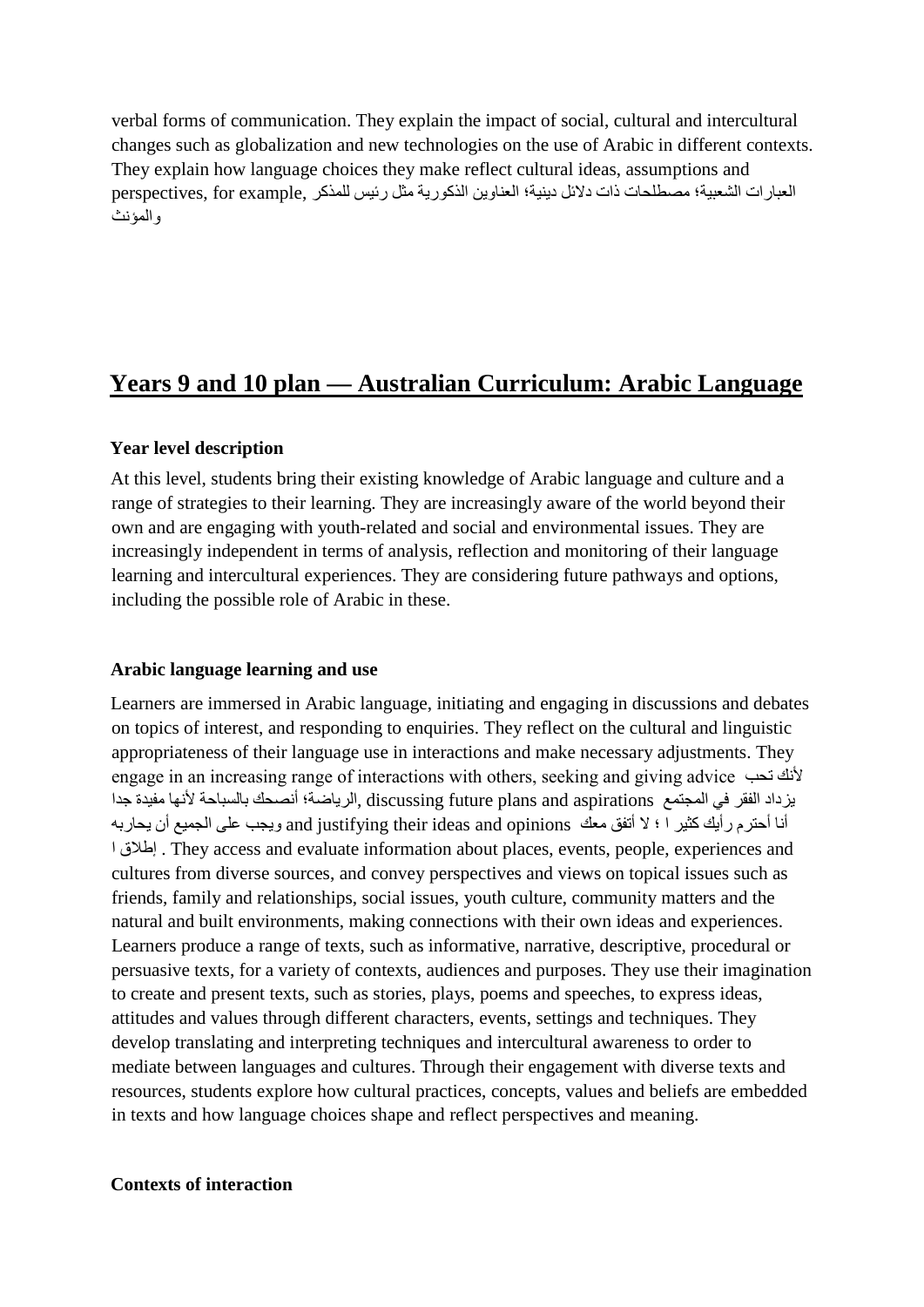verbal forms of communication. They explain the impact of social, cultural and intercultural changes such as globalization and new technologies on the use of Arabic in different contexts. They explain how language choices they make reflect cultural ideas, assumptions and perspectives, for example, العبارات الشعبية؛ مصطلحات ذات دلائل دينية؛ العناوين الذكورية مثل رئيس للمذكر والمؤنث

## Years 9 and 10 plan — Australian Curriculum: Arabic Language

### Year level description

At this level, students bring their existing knowledge of Arabic language and culture and a range of strategies to their learning. They are increasingly aware of the world beyond their own and are engaging with youth-related and social and environmental issues. They are increasingly independent in terms of analysis, reflection and monitoring of their language learning and intercultural experiences. They are considering future pathways and options, including the possible role of Arabic in these.

### Arabic language learning and use

Learners are immersed in Arabic language, initiating and engaging in discussions and debates on topics of interest, and responding to enquiries. They reflect on the cultural and linguistic appropriateness of their language use in interactions and make necessary adjustments. They engage in an increasing range of interactions with others, seeking and giving advice لأنك تحب الرياضة؛ أنصحك بالسباحة لأنها مفيدة جدا, discussing future plans and aspirations يزداد الفقر في المجتمع ويجب على الجميع أن يحاربه and justifying their ideas and opinions أنا أحترم رأيك كثيرا ؛ لا أتفق معك إطلاقا . They access and evaluate information about places, events, people, experiences and cultures from diverse sources, and convey perspectives and views on topical issues such as friends, family and relationships, social issues, youth culture, community matters and the natural and built environments, making connections with their own ideas and experiences. Learners produce a range of texts, such as informative, narrative, descriptive, procedural or persuasive texts, for a variety of contexts, audiences and purposes. They use their imagination to create and present texts, such as stories, plays, poems and speeches, to express ideas, attitudes and values through different characters, events, settings and techniques. They develop translating and interpreting techniques and intercultural awareness to order to mediate between languages and cultures. Through their engagement with diverse texts and resources, students explore how cultural practices, concepts, values and beliefs are embedded in texts and how language choices shape and reflect perspectives and meaning.

### Contexts of interaction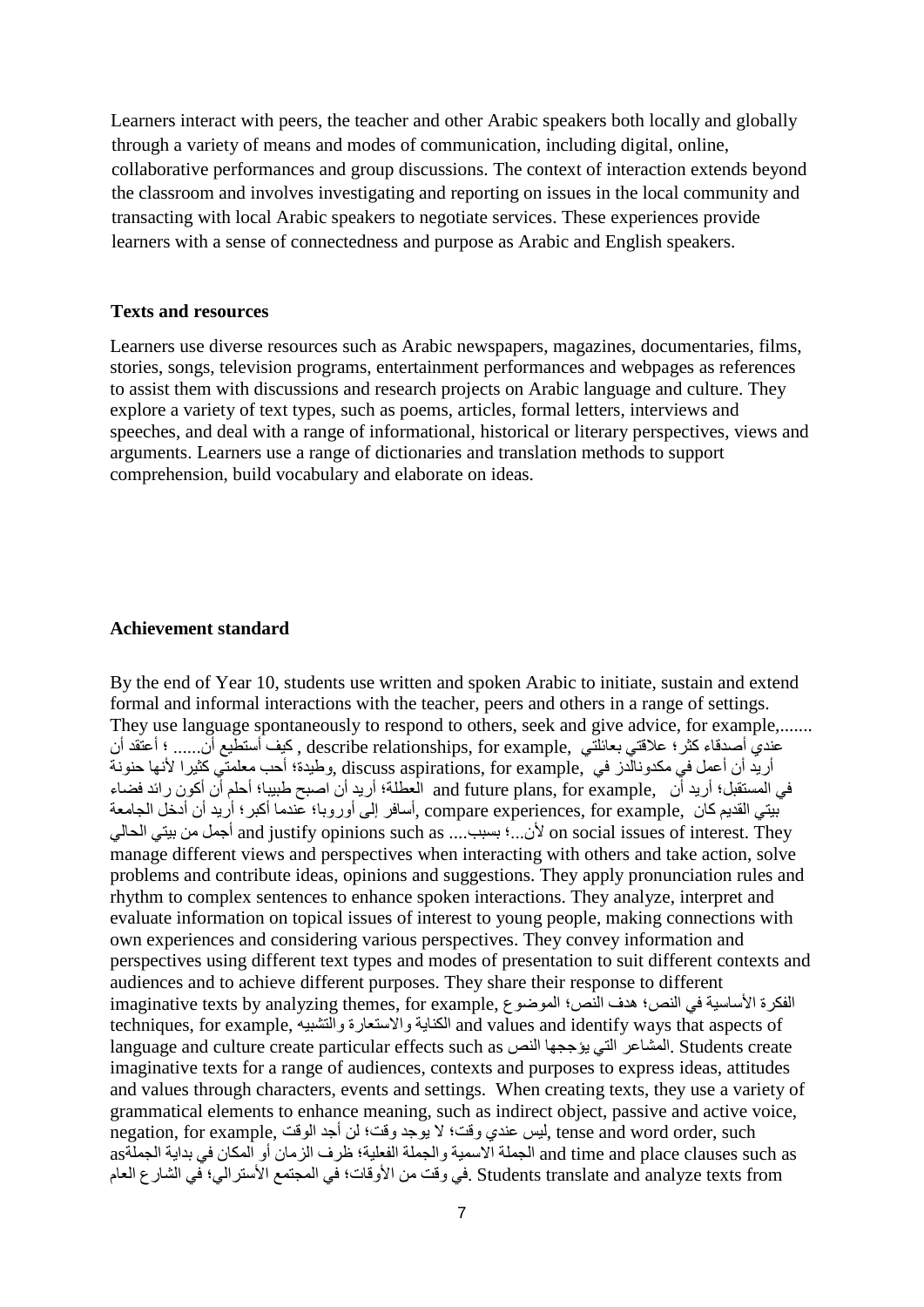Learners interact with peers, the teacher and other Arabic speakers both locally and globally through a variety of means and modes of communication, including digital, online, collaborative performances and group discussions. The context of interaction extends beyond the classroom and involves investigating and reporting on issues in the local community and transacting with local Arabic speakers to negotiate services. These experiences provide learners with a sense of connectedness and purpose as Arabic and English speakers.

**Texts and resources**

Learners use diverse resources such as Arabic newspapers, magazines, documentaries, films, stories, songs, television programs, entertainment performances and webpages as references to assist them with discussions and research projects on Arabic language and culture. They explore a variety of text types, such as poems, articles, formal letters, interviews and speeches, and deal with a range of informational, historical or literary perspectives, views and arguments. Learners use a range of dictionaries and translation methods to support comprehension, build vocabulary and elaborate on ideas.

**Achievement standard**

By the end of Year 10, students use written and spoken Arabic to initiate, sustain and extend formal and informal interactions with the teacher, peers and others in a range of settings. They use language spontaneously to respond to others, seek and give advice, for example,....... كيف أستطيع أن...... ؛ أعتقد أن, describe relationships, for example, عندي أصدقاء كثر؛ علاقتي بعائلتي وطيدة؛ أحب معلمتي كثيرا لأنها حنونة, discuss aspirations, for example, أريد أن أعمل في مكدونالدز في العطلة؛ أريد أن اصبح طبيبا؛ أحلم أن أكون رائد فضاء and future plans, for example, في المستقبل؛ أريد أن أسافر إلى أوروبا؛ عندما أكبر؛ أريد أن أدخل الجامعة, compare experiences, for example, بيتي القديم كان أجمل من بيتي الحالي and justify opinions such as ....بسبب؛ لأن... on social issues of interest. They manage different views and perspectives when interacting with others and take action, solve problems and contribute ideas, opinions and suggestions. They apply pronunciation rules and rhythm to complex sentences to enhance spoken interactions. They analyze, interpret and evaluate information on topical issues of interest to young people, making connections with own experiences and considering various perspectives. They convey information and perspectives using different text types and modes of presentation to suit different contexts and audiences and to achieve different purposes. They share their response to different imaginative texts by analyzing themes, for example, الفكرة الأساسية في النص؛ هدف النص؛ الموضوع techniques, for example, الكناية والاستعارة والتشبيه and values and identify ways that aspects of language and culture create particular effects such as المشاعر التي يؤججها النص. Students create imaginative texts for a range of audiences, contexts and purposes to express ideas, attitudes and values through characters, events and settings. When creating texts, they use a variety of grammatical elements to enhance meaning, such as indirect object, passive and active voice, negation, for example, ليس عندي وقت؛ لا يوجد وقت؛ لن أجد الوقت, tense and word order, such asالجملة الاسمية والجملة الفعلية؛ ظرف الزمان أو المكان في بداية الجملة and time and place clauses such as في وقت من الأوقات؛ في المجتمع الأسترالي؛ في الشارع العام. Students translate and analyze texts from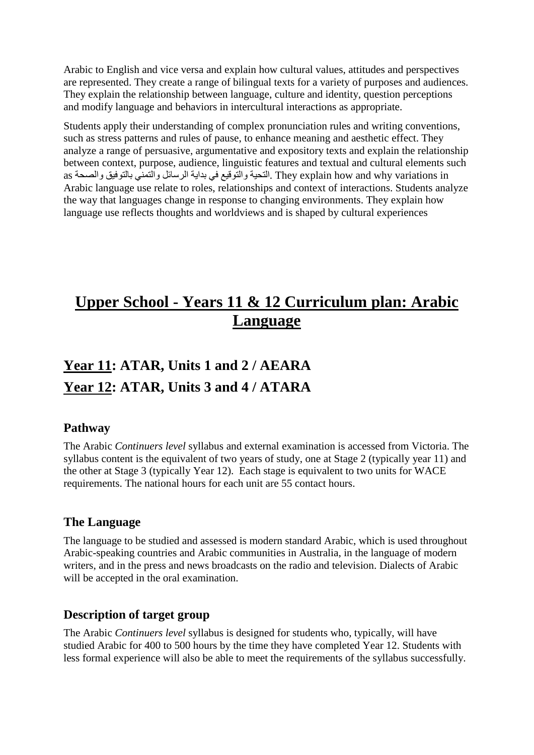Arabic to English and vice versa and explain how cultural values, attitudes and perspectives are represented. They create a range of bilingual texts for a variety of purposes and audiences. They explain the relationship between language, culture and identity, question perceptions and modify language and behaviors in intercultural interactions as appropriate.

Students apply their understanding of complex pronunciation rules and writing conventions, such as stress patterns and rules of pause, to enhance meaning and aesthetic effect. They analyze a range of persuasive, argumentative and expository texts and explain the relationship between context, purpose, audience, linguistic features and textual and cultural elements such as التحية والتوقيع في بداية الرسائل والتمني بالتوفيق والصحة. They explain how and why variations in Arabic language use relate to roles, relationships and context of interactions. Students analyze the way that languages change in response to changing environments. They explain how language use reflects thoughts and worldviews and is shaped by cultural experiences

# Upper School - Years 11 & 12 Curriculum plan: Arabic Language

## Year 11: ATAR, Units 1 and 2 / AEARA

## Year 12: ATAR, Units 3 and 4 / ATARA

### Pathway

The Arabic *Continuers level* syllabus and external examination is accessed from Victoria. The syllabus content is the equivalent of two years of study, one at Stage 2 (typically year 11) and the other at Stage 3 (typically Year 12). Each stage is equivalent to two units for WACE requirements. The national hours for each unit are 55 contact hours.

### The Language

The language to be studied and assessed is modern standard Arabic, which is used throughout Arabic-speaking countries and Arabic communities in Australia, in the language of modern writers, and in the press and news broadcasts on the radio and television. Dialects of Arabic will be accepted in the oral examination.

### Description of target group

The Arabic *Continuers level* syllabus is designed for students who, typically, will have studied Arabic for 400 to 500 hours by the time they have completed Year 12. Students with less formal experience will also be able to meet the requirements of the syllabus successfully.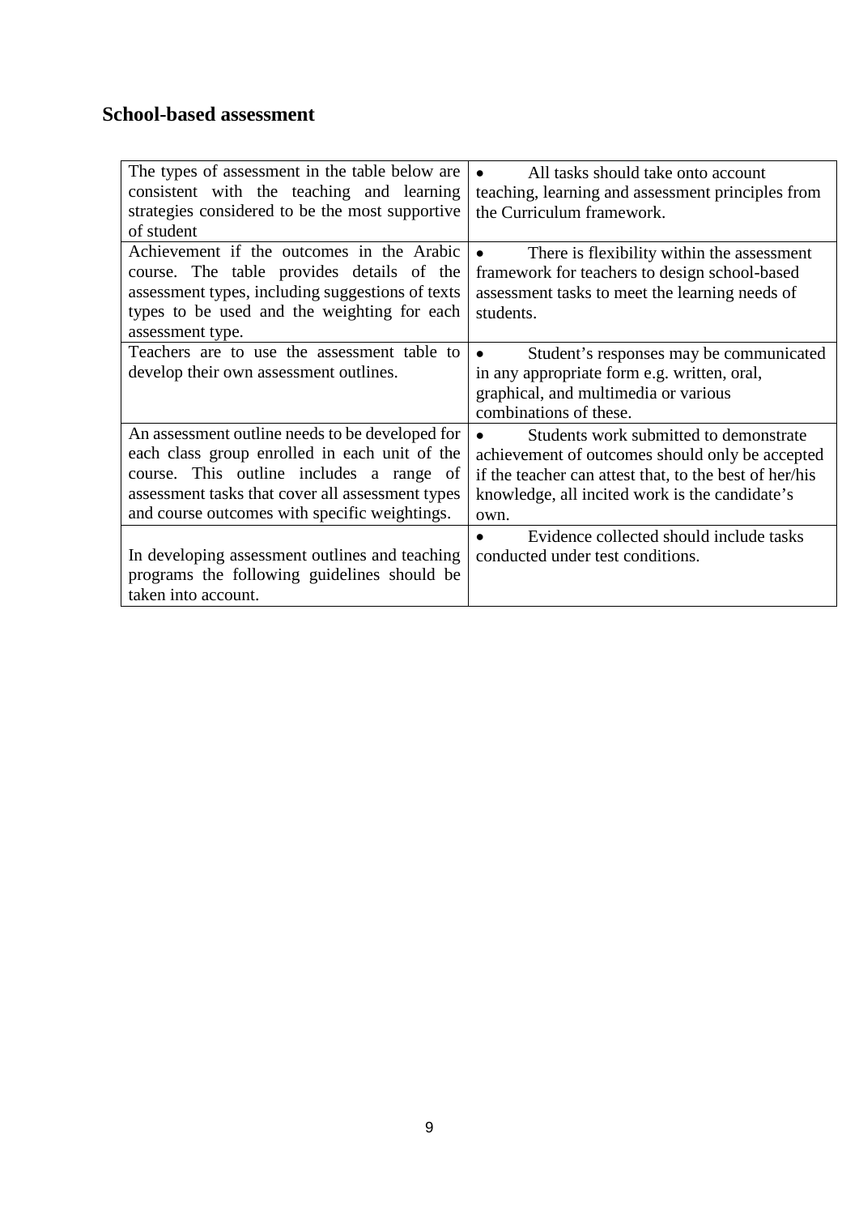## School-based assessment

| The types of assessment in the table below are consistent with the teaching and learning strategies considered to be the most supportive of student | • All tasks should take onto account teaching, learning and assessment principles from the Curriculum framework. |
|---|---|
| Achievement if the outcomes in the Arabic course. The table provides details of the assessment types, including suggestions of texts types to be used and the weighting for each assessment type. | • There is flexibility within the assessment framework for teachers to design school-based assessment tasks to meet the learning needs of students. |
| Teachers are to use the assessment table to develop their own assessment outlines. | • Student's responses may be communicated in any appropriate form e.g. written, oral, graphical, and multimedia or various combinations of these. |
| An assessment outline needs to be developed for each class group enrolled in each unit of the course. This outline includes a range of assessment tasks that cover all assessment types and course outcomes with specific weightings. | • Students work submitted to demonstrate achievement of outcomes should only be accepted if the teacher can attest that, to the best of her/his knowledge, all incited work is the candidate's own. |
| In developing assessment outlines and teaching programs the following guidelines should be taken into account. | • Evidence collected should include tasks conducted under test conditions. |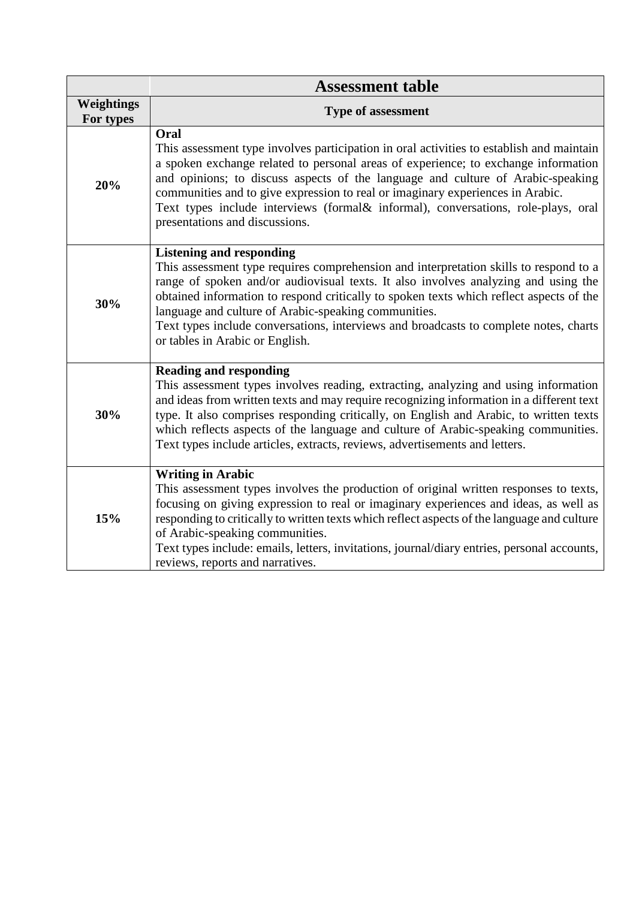| | Assessment table |
|---|---|
| **Weightings For types** | **Type of assessment** |
| **20%** | **Oral**<br>This assessment type involves participation in oral activities to establish and maintain a spoken exchange related to personal areas of experience; to exchange information and opinions; to discuss aspects of the language and culture of Arabic-speaking communities and to give expression to real or imaginary experiences in Arabic.<br>Text types include interviews (formal& informal), conversations, role-plays, oral presentations and discussions. |
| **30%** | **Listening and responding**<br>This assessment type requires comprehension and interpretation skills to respond to a range of spoken and/or audiovisual texts. It also involves analyzing and using the obtained information to respond critically to spoken texts which reflect aspects of the language and culture of Arabic-speaking communities.<br>Text types include conversations, interviews and broadcasts to complete notes, charts or tables in Arabic or English. |
| **30%** | **Reading and responding**<br>This assessment types involves reading, extracting, analyzing and using information and ideas from written texts and may require recognizing information in a different text type. It also comprises responding critically, on English and Arabic, to written texts which reflects aspects of the language and culture of Arabic-speaking communities. Text types include articles, extracts, reviews, advertisements and letters. |
| **15%** | **Writing in Arabic**<br>This assessment types involves the production of original written responses to texts, focusing on giving expression to real or imaginary experiences and ideas, as well as responding to critically to written texts which reflect aspects of the language and culture of Arabic-speaking communities.<br>Text types include: emails, letters, invitations, journal/diary entries, personal accounts, reviews, reports and narratives. |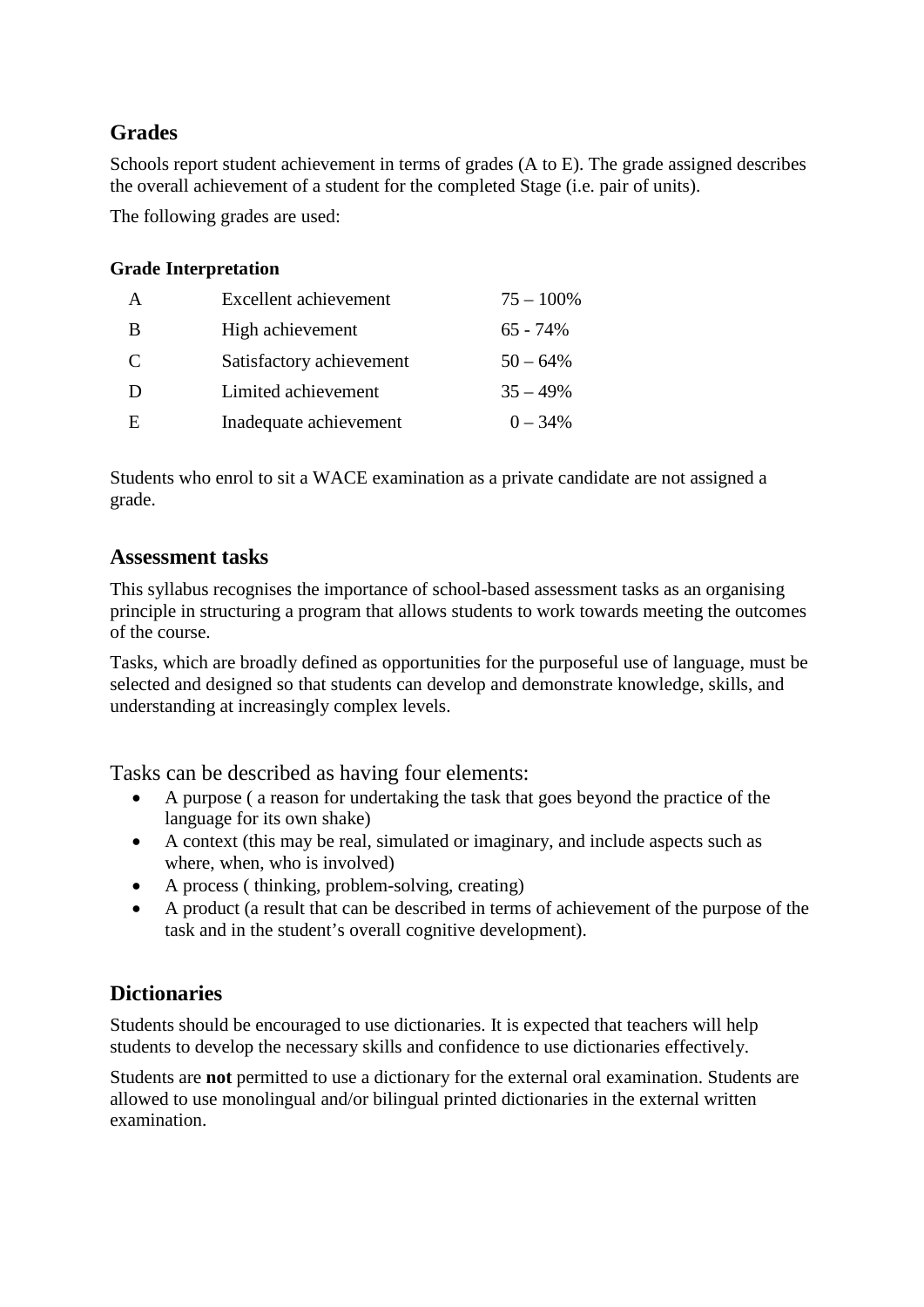## Grades

Schools report student achievement in terms of grades (A to E). The grade assigned describes the overall achievement of a student for the completed Stage (i.e. pair of units).

The following grades are used:

**Grade Interpretation**

| | | |
|---|---|---|
| A | Excellent achievement | 75 – 100% |
| B | High achievement | 65 - 74% |
| C | Satisfactory achievement | 50 – 64% |
| D | Limited achievement | 35 – 49% |
| E | Inadequate achievement | 0 – 34% |

Students who enrol to sit a WACE examination as a private candidate are not assigned a grade.

## Assessment tasks

This syllabus recognises the importance of school-based assessment tasks as an organising principle in structuring a program that allows students to work towards meeting the outcomes of the course.

Tasks, which are broadly defined as opportunities for the purposeful use of language, must be selected and designed so that students can develop and demonstrate knowledge, skills, and understanding at increasingly complex levels.

Tasks can be described as having four elements:

- A purpose ( a reason for undertaking the task that goes beyond the practice of the language for its own shake)
- A context (this may be real, simulated or imaginary, and include aspects such as where, when, who is involved)
- A process ( thinking, problem-solving, creating)
- A product (a result that can be described in terms of achievement of the purpose of the task and in the student's overall cognitive development).

## Dictionaries

Students should be encouraged to use dictionaries. It is expected that teachers will help students to develop the necessary skills and confidence to use dictionaries effectively.

Students are **not** permitted to use a dictionary for the external oral examination. Students are allowed to use monolingual and/or bilingual printed dictionaries in the external written examination.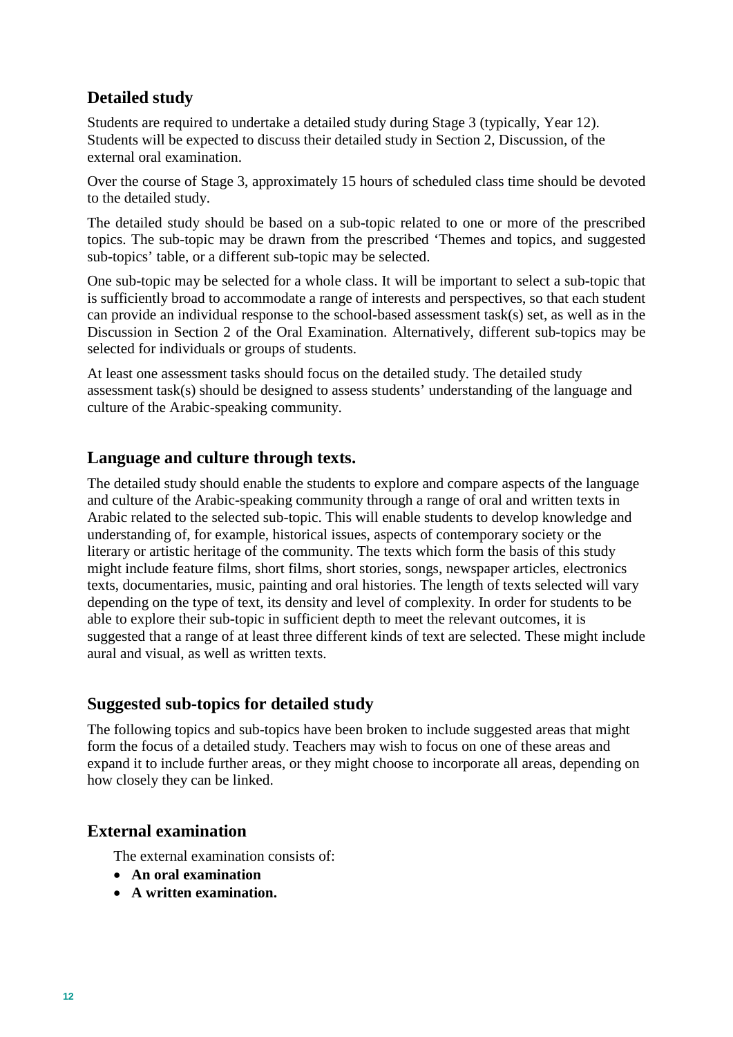## Detailed study

Students are required to undertake a detailed study during Stage 3 (typically, Year 12). Students will be expected to discuss their detailed study in Section 2, Discussion, of the external oral examination.

Over the course of Stage 3, approximately 15 hours of scheduled class time should be devoted to the detailed study.

The detailed study should be based on a sub-topic related to one or more of the prescribed topics. The sub-topic may be drawn from the prescribed 'Themes and topics, and suggested sub-topics' table, or a different sub-topic may be selected.

One sub-topic may be selected for a whole class. It will be important to select a sub-topic that is sufficiently broad to accommodate a range of interests and perspectives, so that each student can provide an individual response to the school-based assessment task(s) set, as well as in the Discussion in Section 2 of the Oral Examination. Alternatively, different sub-topics may be selected for individuals or groups of students.

At least one assessment tasks should focus on the detailed study. The detailed study assessment task(s) should be designed to assess students' understanding of the language and culture of the Arabic-speaking community.

## Language and culture through texts.

The detailed study should enable the students to explore and compare aspects of the language and culture of the Arabic-speaking community through a range of oral and written texts in Arabic related to the selected sub-topic. This will enable students to develop knowledge and understanding of, for example, historical issues, aspects of contemporary society or the literary or artistic heritage of the community. The texts which form the basis of this study might include feature films, short films, short stories, songs, newspaper articles, electronics texts, documentaries, music, painting and oral histories. The length of texts selected will vary depending on the type of text, its density and level of complexity. In order for students to be able to explore their sub-topic in sufficient depth to meet the relevant outcomes, it is suggested that a range of at least three different kinds of text are selected. These might include aural and visual, as well as written texts.

## Suggested sub-topics for detailed study

The following topics and sub-topics have been broken to include suggested areas that might form the focus of a detailed study. Teachers may wish to focus on one of these areas and expand it to include further areas, or they might choose to incorporate all areas, depending on how closely they can be linked.

## External examination

The external examination consists of:

- **An oral examination**
- **A written examination.**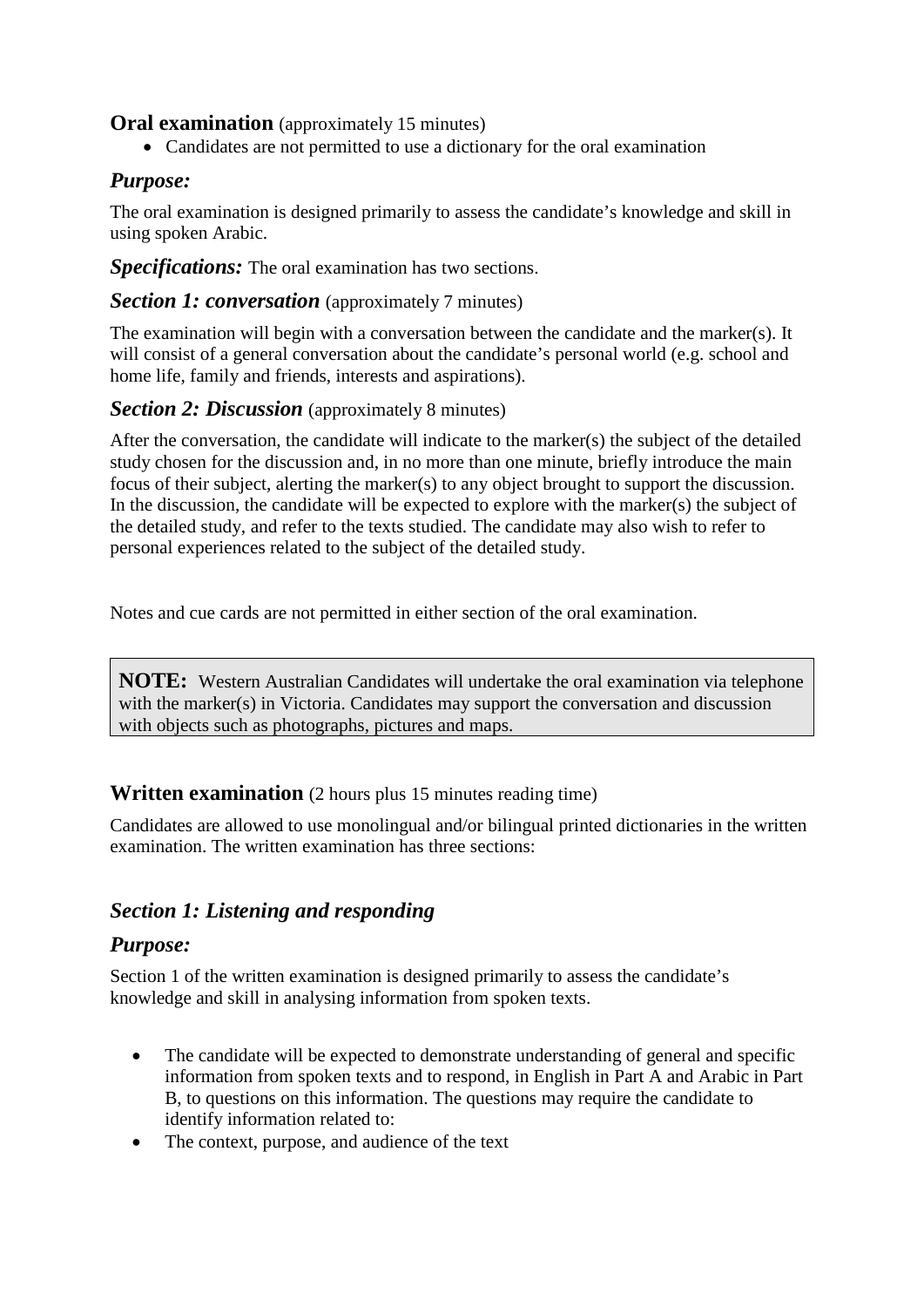## **Oral examination** (approximately 15 minutes)

- Candidates are not permitted to use a dictionary for the oral examination

### *Purpose:*

The oral examination is designed primarily to assess the candidate's knowledge and skill in using spoken Arabic.

***Specifications:*** The oral examination has two sections.

### *Section 1: conversation* (approximately 7 minutes)

The examination will begin with a conversation between the candidate and the marker(s). It will consist of a general conversation about the candidate's personal world (e.g. school and home life, family and friends, interests and aspirations).

### *Section 2: Discussion* (approximately 8 minutes)

After the conversation, the candidate will indicate to the marker(s) the subject of the detailed study chosen for the discussion and, in no more than one minute, briefly introduce the main focus of their subject, alerting the marker(s) to any object brought to support the discussion. In the discussion, the candidate will be expected to explore with the marker(s) the subject of the detailed study, and refer to the texts studied. The candidate may also wish to refer to personal experiences related to the subject of the detailed study.

Notes and cue cards are not permitted in either section of the oral examination.

> **NOTE:** Western Australian Candidates will undertake the oral examination via telephone with the marker(s) in Victoria. Candidates may support the conversation and discussion with objects such as photographs, pictures and maps.

## **Written examination** (2 hours plus 15 minutes reading time)

Candidates are allowed to use monolingual and/or bilingual printed dictionaries in the written examination. The written examination has three sections:

### *Section 1: Listening and responding*

### *Purpose:*

Section 1 of the written examination is designed primarily to assess the candidate's knowledge and skill in analysing information from spoken texts.

- The candidate will be expected to demonstrate understanding of general and specific information from spoken texts and to respond, in English in Part A and Arabic in Part B, to questions on this information. The questions may require the candidate to identify information related to:
- The context, purpose, and audience of the text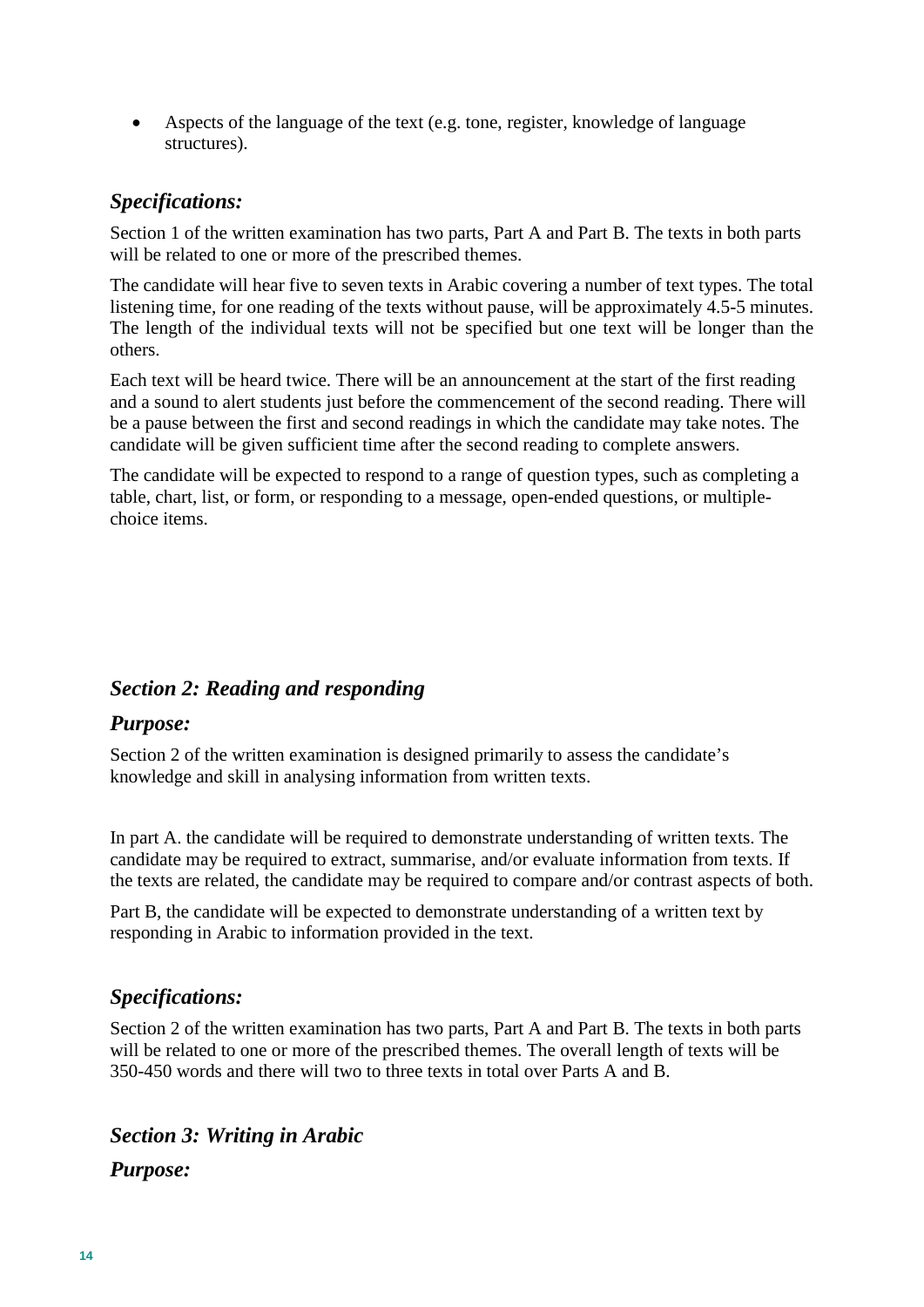- Aspects of the language of the text (e.g. tone, register, knowledge of language structures).

### *Specifications:*

Section 1 of the written examination has two parts, Part A and Part B. The texts in both parts will be related to one or more of the prescribed themes.

The candidate will hear five to seven texts in Arabic covering a number of text types. The total listening time, for one reading of the texts without pause, will be approximately 4.5-5 minutes. The length of the individual texts will not be specified but one text will be longer than the others.

Each text will be heard twice. There will be an announcement at the start of the first reading and a sound to alert students just before the commencement of the second reading. There will be a pause between the first and second readings in which the candidate may take notes. The candidate will be given sufficient time after the second reading to complete answers.

The candidate will be expected to respond to a range of question types, such as completing a table, chart, list, or form, or responding to a message, open-ended questions, or multiple-choice items.

## *Section 2: Reading and responding*

### *Purpose:*

Section 2 of the written examination is designed primarily to assess the candidate's knowledge and skill in analysing information from written texts.

In part A. the candidate will be required to demonstrate understanding of written texts. The candidate may be required to extract, summarise, and/or evaluate information from texts. If the texts are related, the candidate may be required to compare and/or contrast aspects of both.

Part B, the candidate will be expected to demonstrate understanding of a written text by responding in Arabic to information provided in the text.

### *Specifications:*

Section 2 of the written examination has two parts, Part A and Part B. The texts in both parts will be related to one or more of the prescribed themes. The overall length of texts will be 350-450 words and there will two to three texts in total over Parts A and B.

## *Section 3: Writing in Arabic*

### *Purpose:*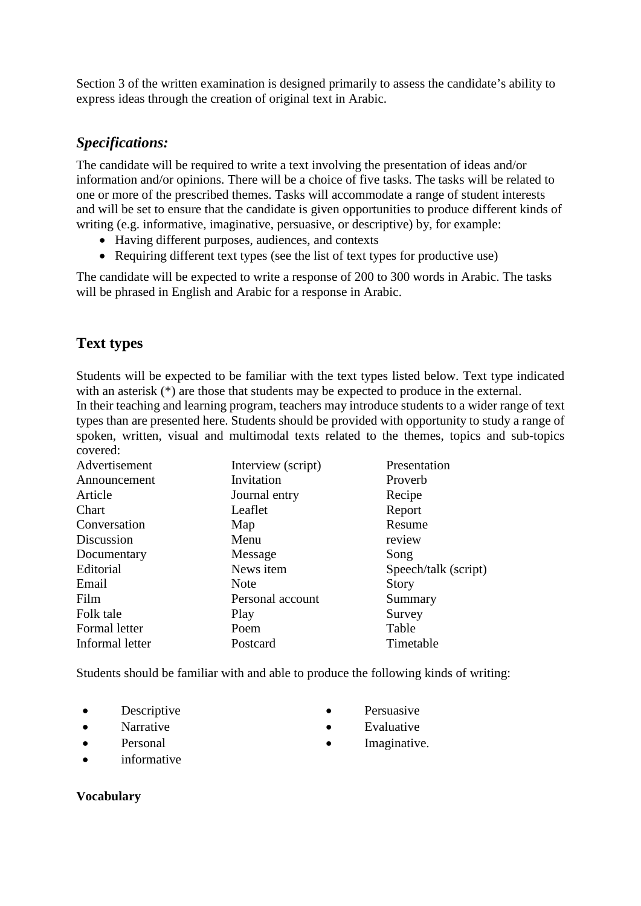Section 3 of the written examination is designed primarily to assess the candidate's ability to express ideas through the creation of original text in Arabic.

## *Specifications:*

The candidate will be required to write a text involving the presentation of ideas and/or information and/or opinions. There will be a choice of five tasks. The tasks will be related to one or more of the prescribed themes. Tasks will accommodate a range of student interests and will be set to ensure that the candidate is given opportunities to produce different kinds of writing (e.g. informative, imaginative, persuasive, or descriptive) by, for example:

- Having different purposes, audiences, and contexts
- Requiring different text types (see the list of text types for productive use)

The candidate will be expected to write a response of 200 to 300 words in Arabic. The tasks will be phrased in English and Arabic for a response in Arabic.

## Text types

Students will be expected to be familiar with the text types listed below. Text type indicated with an asterisk (*) are those that students may be expected to produce in the external.
In their teaching and learning program, teachers may introduce students to a wider range of text types than are presented here. Students should be provided with opportunity to study a range of spoken, written, visual and multimodal texts related to the themes, topics and sub-topics covered:

| | | |
|---|---|---|
| Advertisement | Interview (script) | Presentation |
| Announcement | Invitation | Proverb |
| Article | Journal entry | Recipe |
| Chart | Leaflet | Report |
| Conversation | Map | Resume |
| Discussion | Menu | review |
| Documentary | Message | Song |
| Editorial | News item | Speech/talk (script) |
| Email | Note | Story |
| Film | Personal account | Summary |
| Folk tale | Play | Survey |
| Formal letter | Poem | Table |
| Informal letter | Postcard | Timetable |

Students should be familiar with and able to produce the following kinds of writing:

- Descriptive
- Narrative
- Personal
- informative
- Persuasive
- Evaluative
- Imaginative.

**Vocabulary**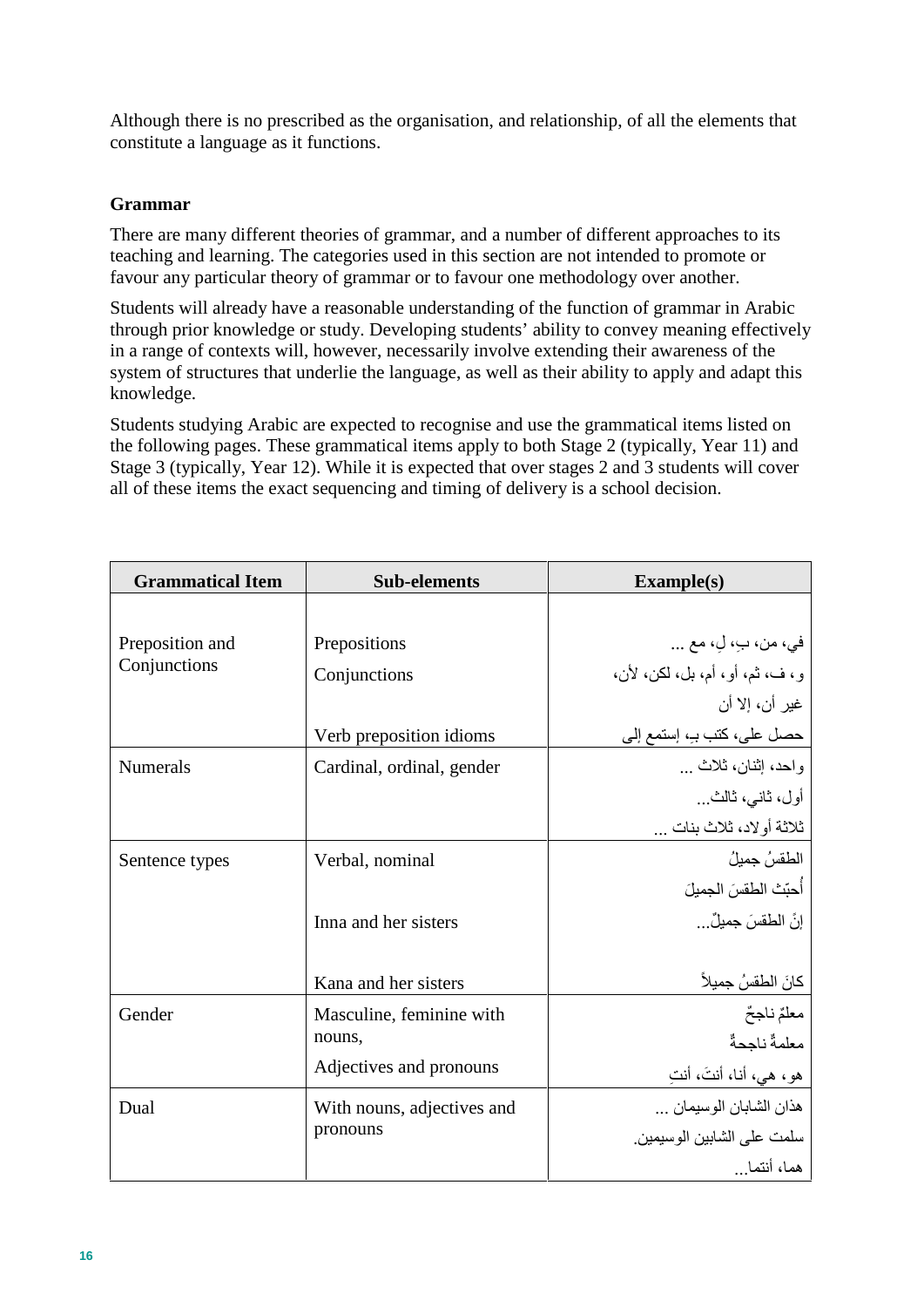Although there is no prescribed as the organisation, and relationship, of all the elements that constitute a language as it functions.

### Grammar

There are many different theories of grammar, and a number of different approaches to its teaching and learning. The categories used in this section are not intended to promote or favour any particular theory of grammar or to favour one methodology over another.

Students will already have a reasonable understanding of the function of grammar in Arabic through prior knowledge or study. Developing students' ability to convey meaning effectively in a range of contexts will, however, necessarily involve extending their awareness of the system of structures that underlie the language, as well as their ability to apply and adapt this knowledge.

Students studying Arabic are expected to recognise and use the grammatical items listed on the following pages. These grammatical items apply to both Stage 2 (typically, Year 11) and Stage 3 (typically, Year 12). While it is expected that over stages 2 and 3 students will cover all of these items the exact sequencing and timing of delivery is a school decision.

| Grammatical Item | Sub-elements | Example(s) |
|---|---|---|
| Preposition and Conjunctions | Prepositions | في، من، بِ، لِ، مع ... |
| | Conjunctions | و، ف، ثم، أو، أم، بل، لكن، لأن، غير أن، إلا أن |
| | Verb preposition idioms | حصل على، كتب بِ، إستمع إلى |
| Numerals | Cardinal, ordinal, gender | واحد، إثنان، ثلاث ... أول، ثاني، ثالث... ثلاثة أولاد، ثلاث بنات ... |
| Sentence types | Verbal, nominal | الطقسُ جميلُ أُحبّ الطقسَ الجميلَ |
| | Inna and her sisters | إنَّ الطقسَ جميلٌ... |
| | Kana and her sisters | كانَ الطقسُ جميلاً |
| Gender | Masculine, feminine with nouns, | معلمٌ ناجحٌ معلمةٌ ناجحةٌ |
| | Adjectives and pronouns | هو، هي، أنا، أنتَ، أنتِ |
| Dual | With nouns, adjectives and pronouns | هذان الشابان الوسيمان ... سلمت على الشابين الوسيمين. هما، أنتما... |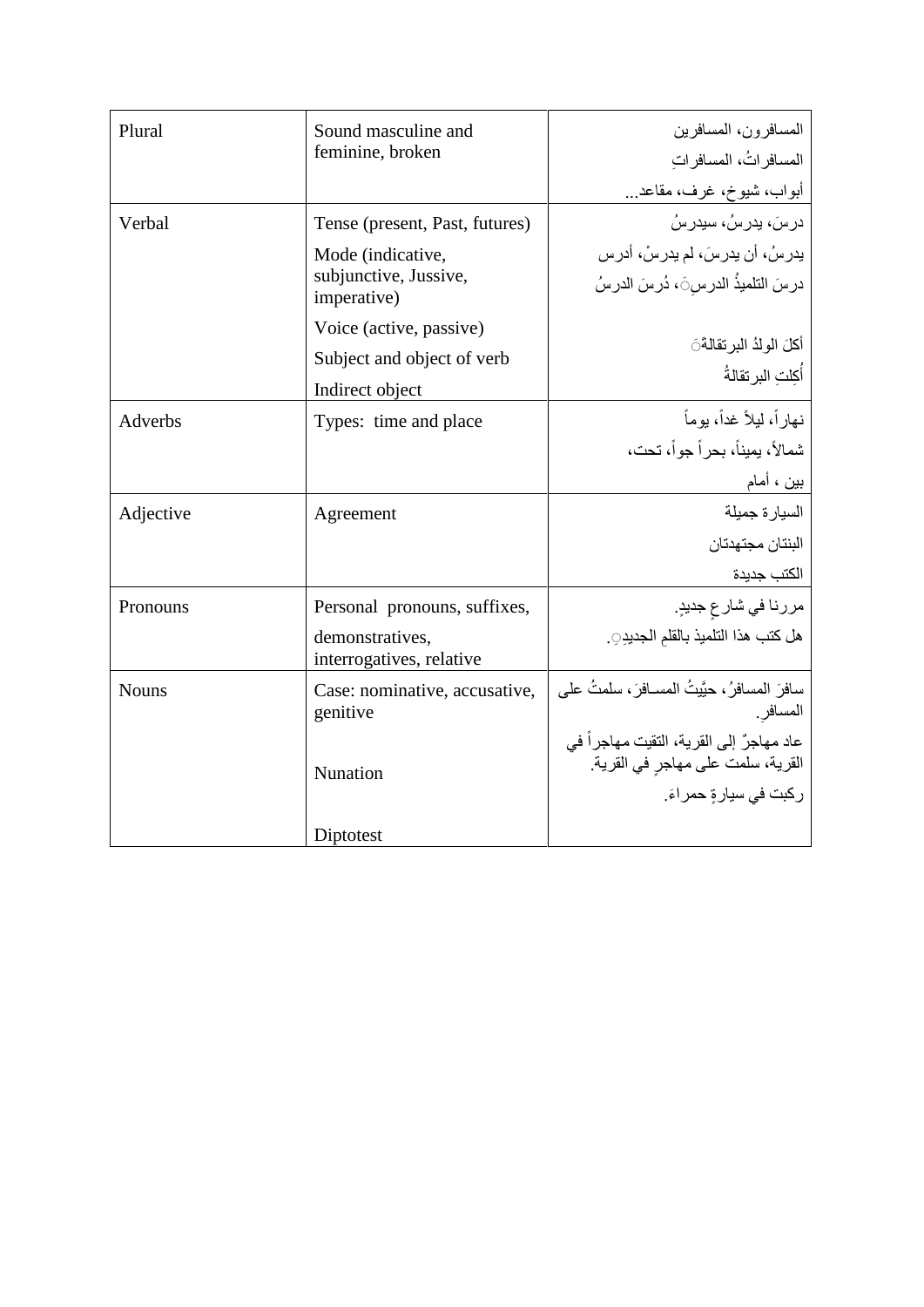| Plural | Sound masculine and feminine, broken | المسافرون، المسافرين<br>المسافراتُ، المسافراتِ<br>أبواب، شيوخ، غرف، مقاعد... |
|---|---|---|
| Verbal | Tense (present, Past, futures)<br>Mode (indicative, subjunctive, Jussive, imperative)<br>Voice (active, passive)<br>Subject and object of verb<br>Indirect object | درسَ، يدرسُ، سيدرسُ<br>يدرسُ، أن يدرسَ، لم يدرسْ، أدرس<br>درسَ التلميذُ الدرسَ، دُرِسَ الدرسُ<br>أكلَ الولدُ البرتقالةَ<br>أُكِلتِ البرتقالةُ |
| Adverbs | Types: time and place | نهاراً، ليلاً غداً، يوماً<br>شمالاً، يميناً، بحراً جواً، تحت،<br>بين ، أمام |
| Adjective | Agreement | السيارة جميلة<br>البنتان مجتهدتان<br>الكتب جديدة |
| Pronouns | Personal pronouns, suffixes,<br>demonstratives, interrogatives, relative | مررنا في شارعٍ جديدٍ.<br>هل كتب هذا التلميذ بالقلمِ الجديدِ. |
| Nouns | Case: nominative, accusative, genitive<br>Nunation<br>Diptotest | سافرَ المسافرُ، حيَّيتُ المسافرَ، سلمتُ على المسافرِ.<br>عاد مهاجرٌ إلى القرية، التقيت مهاجراً في القرية، سلمت على مهاجرٍ في القرية.<br>ركبت في سيارةٍ حمراءَ. |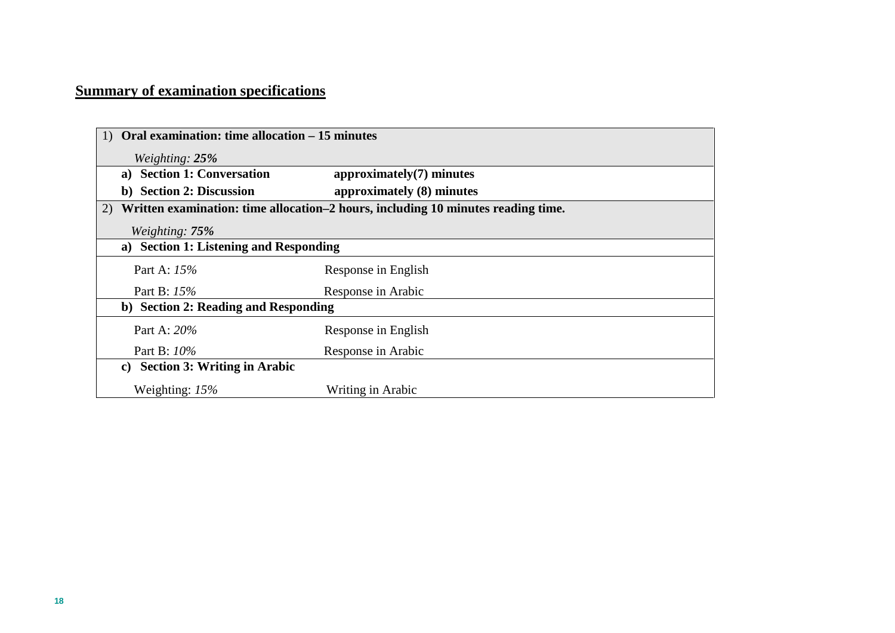## Summary of examination specifications

| | |
|---|---|
| 1) **Oral examination: time allocation – 15 minutes** *Weighting:* ***25%*** | |
| **a) Section 1: Conversation** | **approximately(7) minutes** |
| **b) Section 2: Discussion** | **approximately (8) minutes** |
| 2) **Written examination: time allocation–2 hours, including 10 minutes reading time.** *Weighting:* ***75%*** | |
| **a) Section 1: Listening and Responding** | |
| Part A: *15%* | Response in English |
| Part B: *15%* | Response in Arabic |
| **b) Section 2: Reading and Responding** | |
| Part A: *20%* | Response in English |
| Part B: *10%* | Response in Arabic |
| **c) Section 3: Writing in Arabic** | |
| Weighting: *15%* | Writing in Arabic |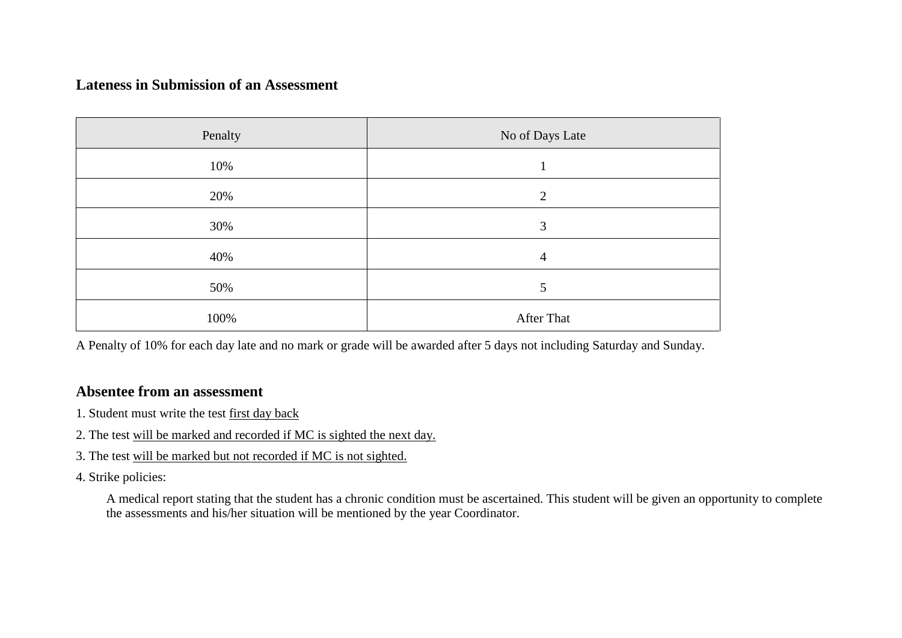## Lateness in Submission of an Assessment

| Penalty | No of Days Late |
|---|---|
| 10% | 1 |
| 20% | 2 |
| 30% | 3 |
| 40% | 4 |
| 50% | 5 |
| 100% | After That |

A Penalty of 10% for each day late and no mark or grade will be awarded after 5 days not including Saturday and Sunday.

## Absentee from an assessment

1. Student must write the test first day back
2. The test will be marked and recorded if MC is sighted the next day.
3. The test will be marked but not recorded if MC is not sighted.
4. Strike policies:

   A medical report stating that the student has a chronic condition must be ascertained. This student will be given an opportunity to complete the assessments and his/her situation will be mentioned by the year Coordinator.